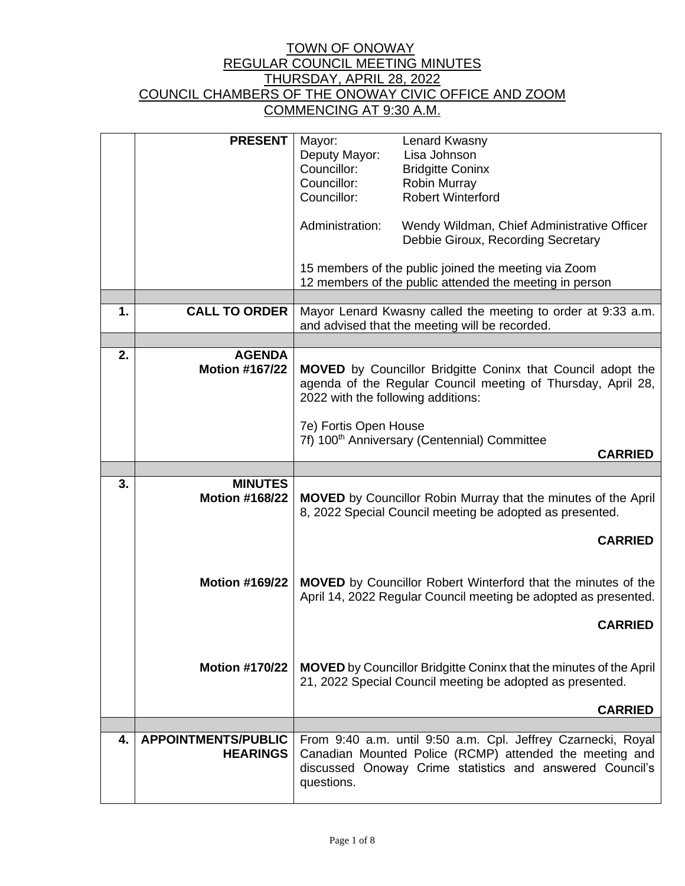# TOWN OF ONOWAY
## REGULAR COUNCIL MEETING MINUTES
## THURSDAY, APRIL 28, 2022
## COUNCIL CHAMBERS OF THE ONOWAY CIVIC OFFICE AND ZOOM
## COMMENCING AT 9:30 A.M.

| | | |
|---|---|---|
| | **PRESENT** | Mayor: Lenard Kwasny<br>Deputy Mayor: Lisa Johnson<br>Councillor: Bridgitte Coninx<br>Councillor: Robin Murray<br>Councillor: Robert Winterford<br><br>Administration: Wendy Wildman, Chief Administrative Officer<br>Debbie Giroux, Recording Secretary<br><br>15 members of the public joined the meeting via Zoom<br>12 members of the public attended the meeting in person |
| | | |
| **1.** | **CALL TO ORDER** | Mayor Lenard Kwasny called the meeting to order at 9:33 a.m. and advised that the meeting will be recorded. |
| | | |
| **2.** | **AGENDA**<br>**Motion #167/22** | **MOVED** by Councillor Bridgitte Coninx that Council adopt the agenda of the Regular Council meeting of Thursday, April 28, 2022 with the following additions:<br><br>7e) Fortis Open House<br>7f) 100th Anniversary (Centennial) Committee<br>**CARRIED** |
| | | |
| **3.** | **MINUTES**<br>**Motion #168/22** | **MOVED** by Councillor Robin Murray that the minutes of the April 8, 2022 Special Council meeting be adopted as presented.<br>**CARRIED** |
| | **Motion #169/22** | **MOVED** by Councillor Robert Winterford that the minutes of the April 14, 2022 Regular Council meeting be adopted as presented.<br>**CARRIED** |
| | **Motion #170/22** | **MOVED** by Councillor Bridgitte Coninx that the minutes of the April 21, 2022 Special Council meeting be adopted as presented.<br>**CARRIED** |
| | | |
| **4.** | **APPOINTMENTS/PUBLIC HEARINGS** | From 9:40 a.m. until 9:50 a.m. Cpl. Jeffrey Czarnecki, Royal Canadian Mounted Police (RCMP) attended the meeting and discussed Onoway Crime statistics and answered Council's questions. |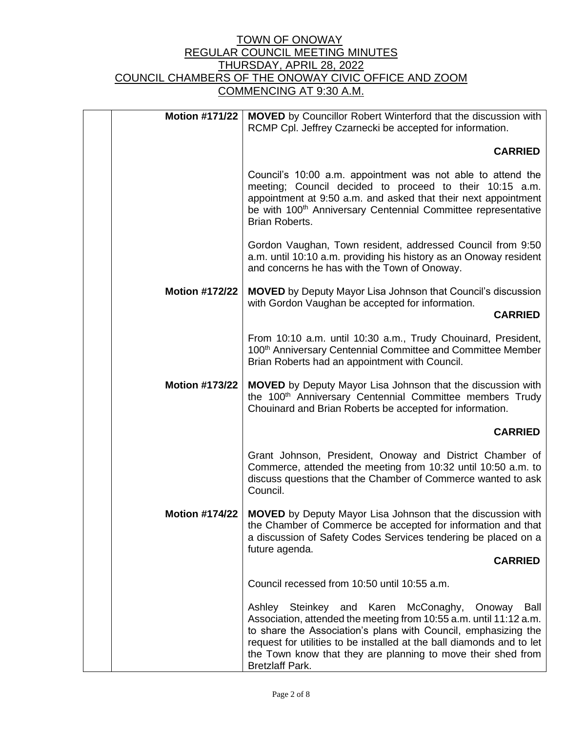TOWN OF ONOWAY
REGULAR COUNCIL MEETING MINUTES
THURSDAY, APRIL 28, 2022
COUNCIL CHAMBERS OF THE ONOWAY CIVIC OFFICE AND ZOOM
COMMENCING AT 9:30 A.M.

| | | |
|---|---|---|
| | **Motion #171/22** | **MOVED** by Councillor Robert Winterford that the discussion with RCMP Cpl. Jeffrey Czarnecki be accepted for information.<br><br>**CARRIED** |
| | | Council's 10:00 a.m. appointment was not able to attend the meeting; Council decided to proceed to their 10:15 a.m. appointment at 9:50 a.m. and asked that their next appointment be with 100th Anniversary Centennial Committee representative Brian Roberts. |
| | | Gordon Vaughan, Town resident, addressed Council from 9:50 a.m. until 10:10 a.m. providing his history as an Onoway resident and concerns he has with the Town of Onoway. |
| | **Motion #172/22** | **MOVED** by Deputy Mayor Lisa Johnson that Council's discussion with Gordon Vaughan be accepted for information.<br><br>**CARRIED** |
| | | From 10:10 a.m. until 10:30 a.m., Trudy Chouinard, President, 100th Anniversary Centennial Committee and Committee Member Brian Roberts had an appointment with Council. |
| | **Motion #173/22** | **MOVED** by Deputy Mayor Lisa Johnson that the discussion with the 100th Anniversary Centennial Committee members Trudy Chouinard and Brian Roberts be accepted for information.<br><br>**CARRIED** |
| | | Grant Johnson, President, Onoway and District Chamber of Commerce, attended the meeting from 10:32 until 10:50 a.m. to discuss questions that the Chamber of Commerce wanted to ask Council. |
| | **Motion #174/22** | **MOVED** by Deputy Mayor Lisa Johnson that the discussion with the Chamber of Commerce be accepted for information and that a discussion of Safety Codes Services tendering be placed on a future agenda.<br><br>**CARRIED** |
| | | Council recessed from 10:50 until 10:55 a.m. |
| | | Ashley Steinkey and Karen McConaghy, Onoway Ball Association, attended the meeting from 10:55 a.m. until 11:12 a.m. to share the Association's plans with Council, emphasizing the request for utilities to be installed at the ball diamonds and to let the Town know that they are planning to move their shed from Bretzlaff Park. |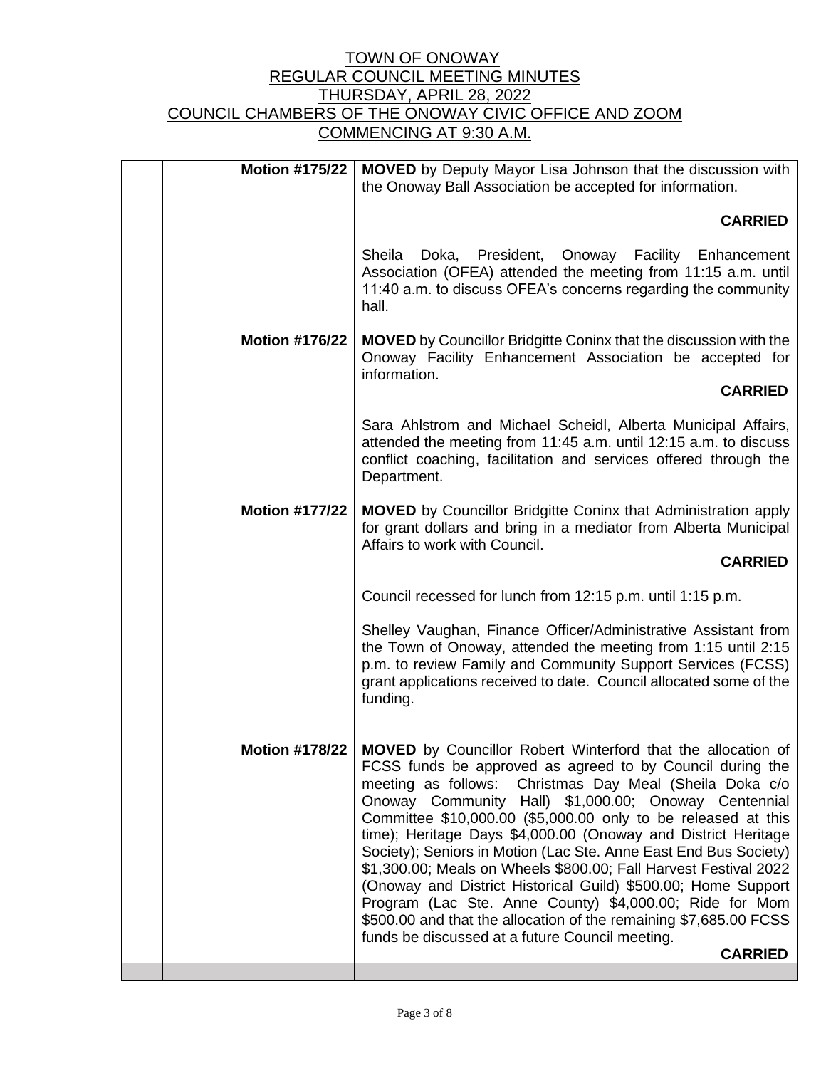TOWN OF ONOWAY
REGULAR COUNCIL MEETING MINUTES
THURSDAY, APRIL 28, 2022
COUNCIL CHAMBERS OF THE ONOWAY CIVIC OFFICE AND ZOOM
COMMENCING AT 9:30 A.M.

| | | |
|---|---|---|
| | **Motion #175/22** | **MOVED** by Deputy Mayor Lisa Johnson that the discussion with the Onoway Ball Association be accepted for information.<br><br>**CARRIED** |
| | | Sheila Doka, President, Onoway Facility Enhancement Association (OFEA) attended the meeting from 11:15 a.m. until 11:40 a.m. to discuss OFEA's concerns regarding the community hall. |
| | **Motion #176/22** | **MOVED** by Councillor Bridgitte Coninx that the discussion with the Onoway Facility Enhancement Association be accepted for information.<br><br>**CARRIED** |
| | | Sara Ahlstrom and Michael Scheidl, Alberta Municipal Affairs, attended the meeting from 11:45 a.m. until 12:15 a.m. to discuss conflict coaching, facilitation and services offered through the Department. |
| | **Motion #177/22** | **MOVED** by Councillor Bridgitte Coninx that Administration apply for grant dollars and bring in a mediator from Alberta Municipal Affairs to work with Council.<br><br>**CARRIED** |
| | | Council recessed for lunch from 12:15 p.m. until 1:15 p.m.<br><br>Shelley Vaughan, Finance Officer/Administrative Assistant from the Town of Onoway, attended the meeting from 1:15 until 2:15 p.m. to review Family and Community Support Services (FCSS) grant applications received to date. Council allocated some of the funding. |
| | **Motion #178/22** | **MOVED** by Councillor Robert Winterford that the allocation of FCSS funds be approved as agreed to by Council during the meeting as follows: Christmas Day Meal (Sheila Doka c/o Onoway Community Hall) $1,000.00; Onoway Centennial Committee $10,000.00 ($5,000.00 only to be released at this time); Heritage Days $4,000.00 (Onoway and District Heritage Society); Seniors in Motion (Lac Ste. Anne East End Bus Society) $1,300.00; Meals on Wheels $800.00; Fall Harvest Festival 2022 (Onoway and District Historical Guild) $500.00; Home Support Program (Lac Ste. Anne County) $4,000.00; Ride for Mom $500.00 and that the allocation of the remaining $7,685.00 FCSS funds be discussed at a future Council meeting.<br><br>**CARRIED** |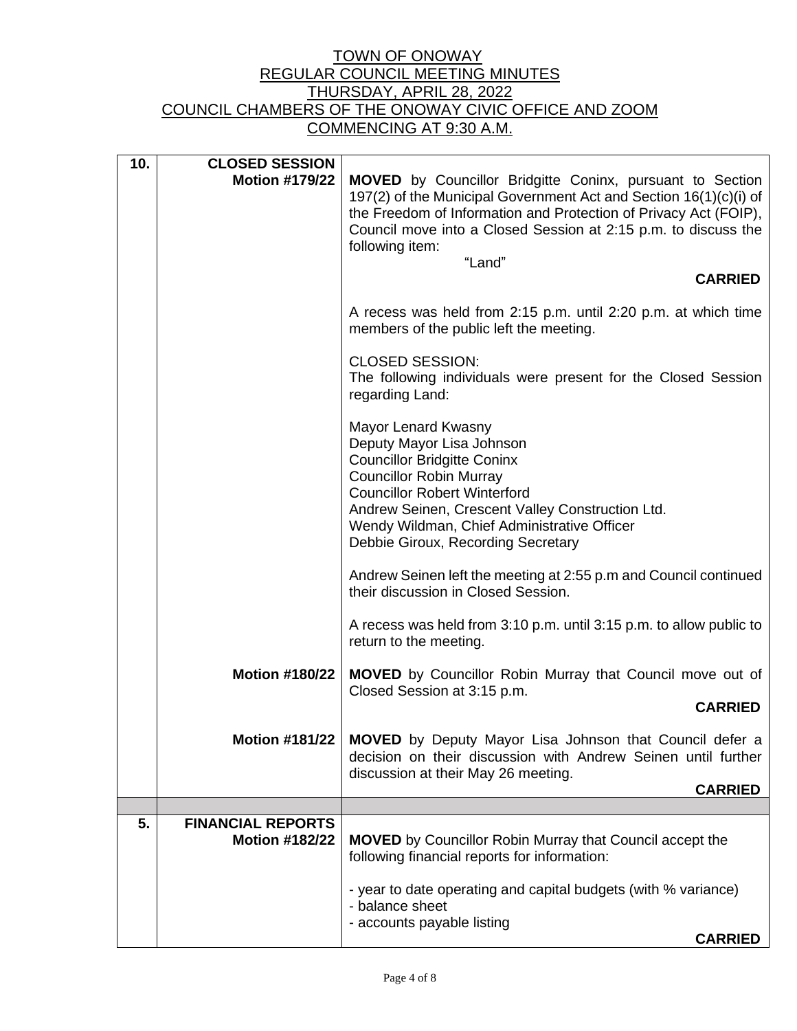TOWN OF ONOWAY
REGULAR COUNCIL MEETING MINUTES
THURSDAY, APRIL 28, 2022
COUNCIL CHAMBERS OF THE ONOWAY CIVIC OFFICE AND ZOOM
COMMENCING AT 9:30 A.M.

| | | |
|---|---|---|
| **10.** | **CLOSED SESSION** <br> **Motion #179/22** | **MOVED** by Councillor Bridgitte Coninx, pursuant to Section 197(2) of the Municipal Government Act and Section 16(1)(c)(i) of the Freedom of Information and Protection of Privacy Act (FOIP), Council move into a Closed Session at 2:15 p.m. to discuss the following item: <br> "Land" <br> **CARRIED** <br><br> A recess was held from 2:15 p.m. until 2:20 p.m. at which time members of the public left the meeting. <br><br> CLOSED SESSION: <br> The following individuals were present for the Closed Session regarding Land: <br><br> Mayor Lenard Kwasny <br> Deputy Mayor Lisa Johnson <br> Councillor Bridgitte Coninx <br> Councillor Robin Murray <br> Councillor Robert Winterford <br> Andrew Seinen, Crescent Valley Construction Ltd. <br> Wendy Wildman, Chief Administrative Officer <br> Debbie Giroux, Recording Secretary <br><br> Andrew Seinen left the meeting at 2:55 p.m and Council continued their discussion in Closed Session. <br><br> A recess was held from 3:10 p.m. until 3:15 p.m. to allow public to return to the meeting. |
| | **Motion #180/22** | **MOVED** by Councillor Robin Murray that Council move out of Closed Session at 3:15 p.m. <br> **CARRIED** |
| | **Motion #181/22** | **MOVED** by Deputy Mayor Lisa Johnson that Council defer a decision on their discussion with Andrew Seinen until further discussion at their May 26 meeting. <br> **CARRIED** |
| | | |
| **5.** | **FINANCIAL REPORTS** <br> **Motion #182/22** | **MOVED** by Councillor Robin Murray that Council accept the following financial reports for information: <br><br> - year to date operating and capital budgets (with % variance) <br> - balance sheet <br> - accounts payable listing <br> **CARRIED** |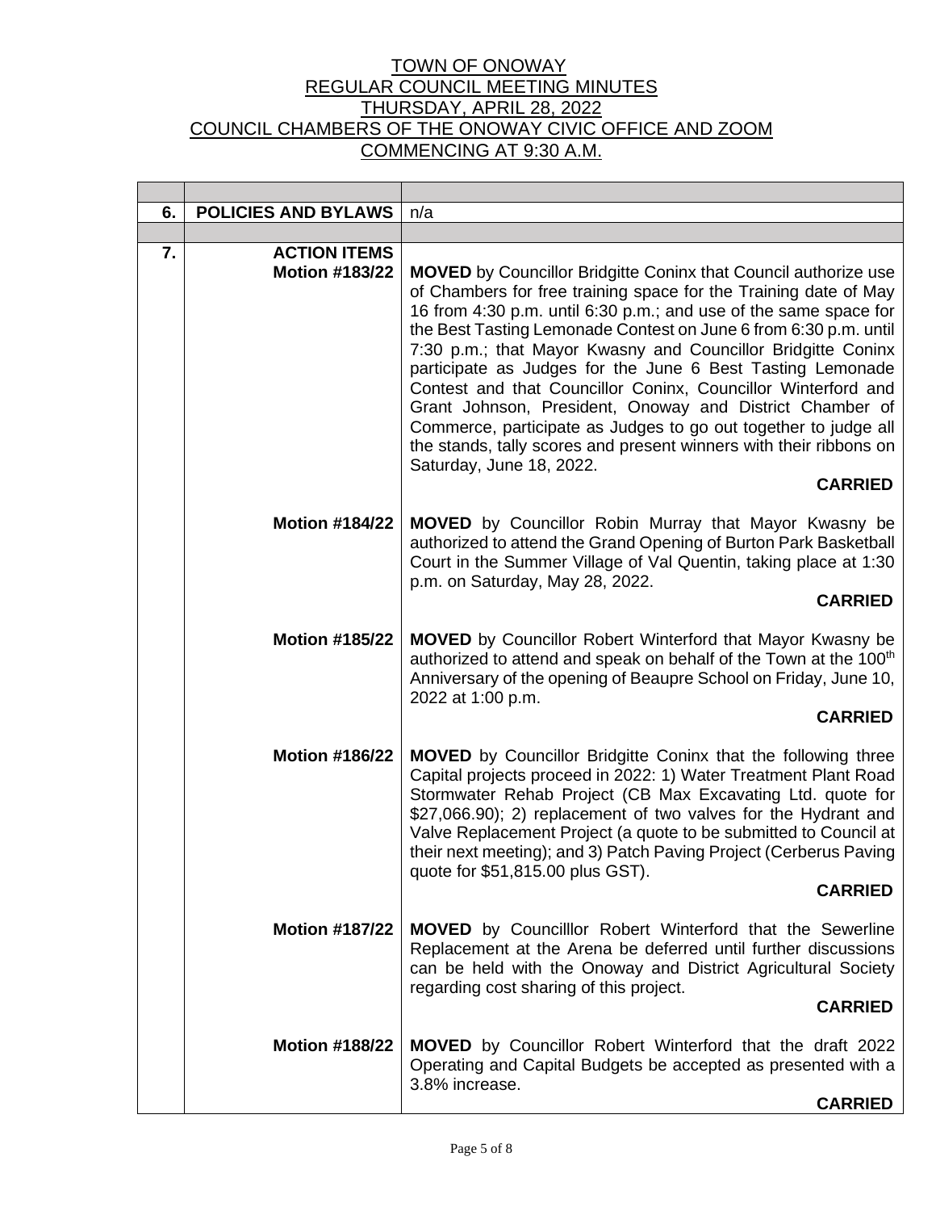TOWN OF ONOWAY
REGULAR COUNCIL MEETING MINUTES
THURSDAY, APRIL 28, 2022
COUNCIL CHAMBERS OF THE ONOWAY CIVIC OFFICE AND ZOOM
COMMENCING AT 9:30 A.M.

| | | |
|---|---|---|
| **6.** | **POLICIES AND BYLAWS** | n/a |
| | | |
| **7.** | **ACTION ITEMS** | |
| | **Motion #183/22** | **MOVED** by Councillor Bridgitte Coninx that Council authorize use of Chambers for free training space for the Training date of May 16 from 4:30 p.m. until 6:30 p.m.; and use of the same space for the Best Tasting Lemonade Contest on June 6 from 6:30 p.m. until 7:30 p.m.; that Mayor Kwasny and Councillor Bridgitte Coninx participate as Judges for the June 6 Best Tasting Lemonade Contest and that Councillor Coninx, Councillor Winterford and Grant Johnson, President, Onoway and District Chamber of Commerce, participate as Judges to go out together to judge all the stands, tally scores and present winners with their ribbons on Saturday, June 18, 2022. **CARRIED** |
| | **Motion #184/22** | **MOVED** by Councillor Robin Murray that Mayor Kwasny be authorized to attend the Grand Opening of Burton Park Basketball Court in the Summer Village of Val Quentin, taking place at 1:30 p.m. on Saturday, May 28, 2022. **CARRIED** |
| | **Motion #185/22** | **MOVED** by Councillor Robert Winterford that Mayor Kwasny be authorized to attend and speak on behalf of the Town at the 100th Anniversary of the opening of Beaupre School on Friday, June 10, 2022 at 1:00 p.m. **CARRIED** |
| | **Motion #186/22** | **MOVED** by Councillor Bridgitte Coninx that the following three Capital projects proceed in 2022: 1) Water Treatment Plant Road Stormwater Rehab Project (CB Max Excavating Ltd. quote for $27,066.90); 2) replacement of two valves for the Hydrant and Valve Replacement Project (a quote to be submitted to Council at their next meeting); and 3) Patch Paving Project (Cerberus Paving quote for $51,815.00 plus GST). **CARRIED** |
| | **Motion #187/22** | **MOVED** by Councilllor Robert Winterford that the Sewerline Replacement at the Arena be deferred until further discussions can be held with the Onoway and District Agricultural Society regarding cost sharing of this project. **CARRIED** |
| | **Motion #188/22** | **MOVED** by Councillor Robert Winterford that the draft 2022 Operating and Capital Budgets be accepted as presented with a 3.8% increase. **CARRIED** |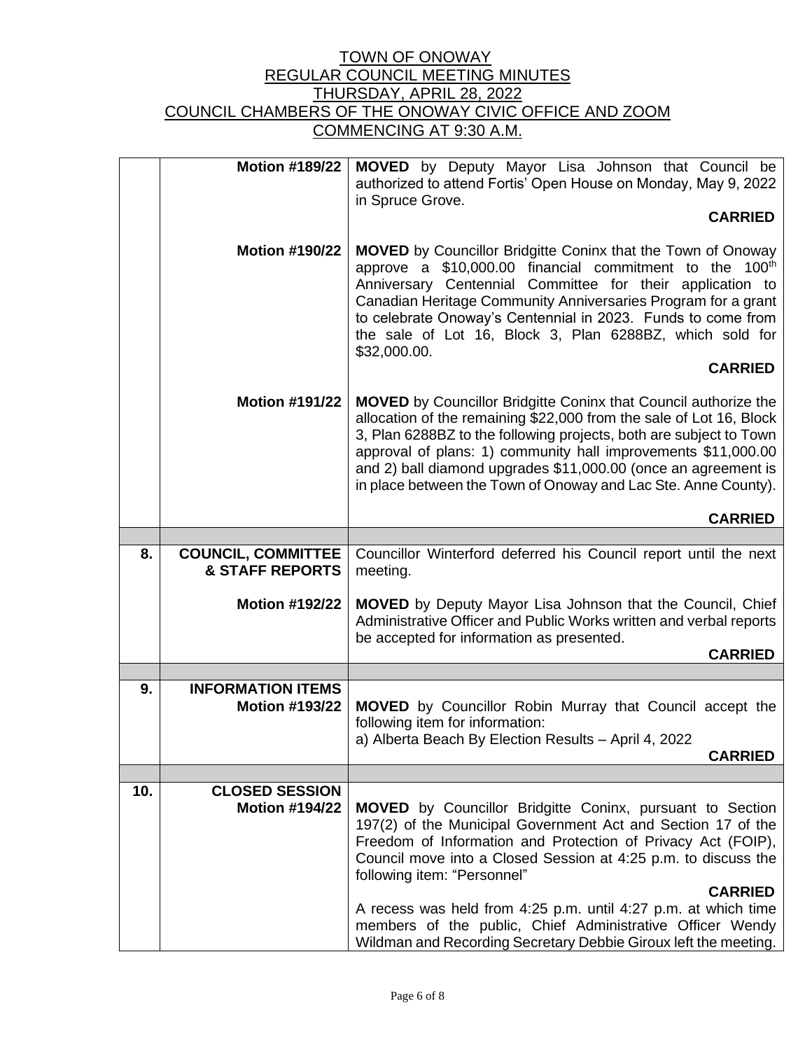# TOWN OF ONOWAY
## REGULAR COUNCIL MEETING MINUTES
## THURSDAY, APRIL 28, 2022
## COUNCIL CHAMBERS OF THE ONOWAY CIVIC OFFICE AND ZOOM
## COMMENCING AT 9:30 A.M.

| | | |
|---|---|---|
| | **Motion #189/22** | **MOVED** by Deputy Mayor Lisa Johnson that Council be authorized to attend Fortis' Open House on Monday, May 9, 2022 in Spruce Grove. **CARRIED** |
| | **Motion #190/22** | **MOVED** by Councillor Bridgitte Coninx that the Town of Onoway approve a $10,000.00 financial commitment to the 100th Anniversary Centennial Committee for their application to Canadian Heritage Community Anniversaries Program for a grant to celebrate Onoway's Centennial in 2023. Funds to come from the sale of Lot 16, Block 3, Plan 6288BZ, which sold for $32,000.00. **CARRIED** |
| | **Motion #191/22** | **MOVED** by Councillor Bridgitte Coninx that Council authorize the allocation of the remaining $22,000 from the sale of Lot 16, Block 3, Plan 6288BZ to the following projects, both are subject to Town approval of plans: 1) community hall improvements $11,000.00 and 2) ball diamond upgrades $11,000.00 (once an agreement is in place between the Town of Onoway and Lac Ste. Anne County). **CARRIED** |
| | | |
| **8.** | **COUNCIL, COMMITTEE & STAFF REPORTS** | Councillor Winterford deferred his Council report until the next meeting. |
| | **Motion #192/22** | **MOVED** by Deputy Mayor Lisa Johnson that the Council, Chief Administrative Officer and Public Works written and verbal reports be accepted for information as presented. **CARRIED** |
| | | |
| **9.** | **INFORMATION ITEMS** **Motion #193/22** | **MOVED** by Councillor Robin Murray that Council accept the following item for information: a) Alberta Beach By Election Results – April 4, 2022 **CARRIED** |
| | | |
| **10.** | **CLOSED SESSION** **Motion #194/22** | **MOVED** by Councillor Bridgitte Coninx, pursuant to Section 197(2) of the Municipal Government Act and Section 17 of the Freedom of Information and Protection of Privacy Act (FOIP), Council move into a Closed Session at 4:25 p.m. to discuss the following item: "Personnel" **CARRIED** A recess was held from 4:25 p.m. until 4:27 p.m. at which time members of the public, Chief Administrative Officer Wendy Wildman and Recording Secretary Debbie Giroux left the meeting. |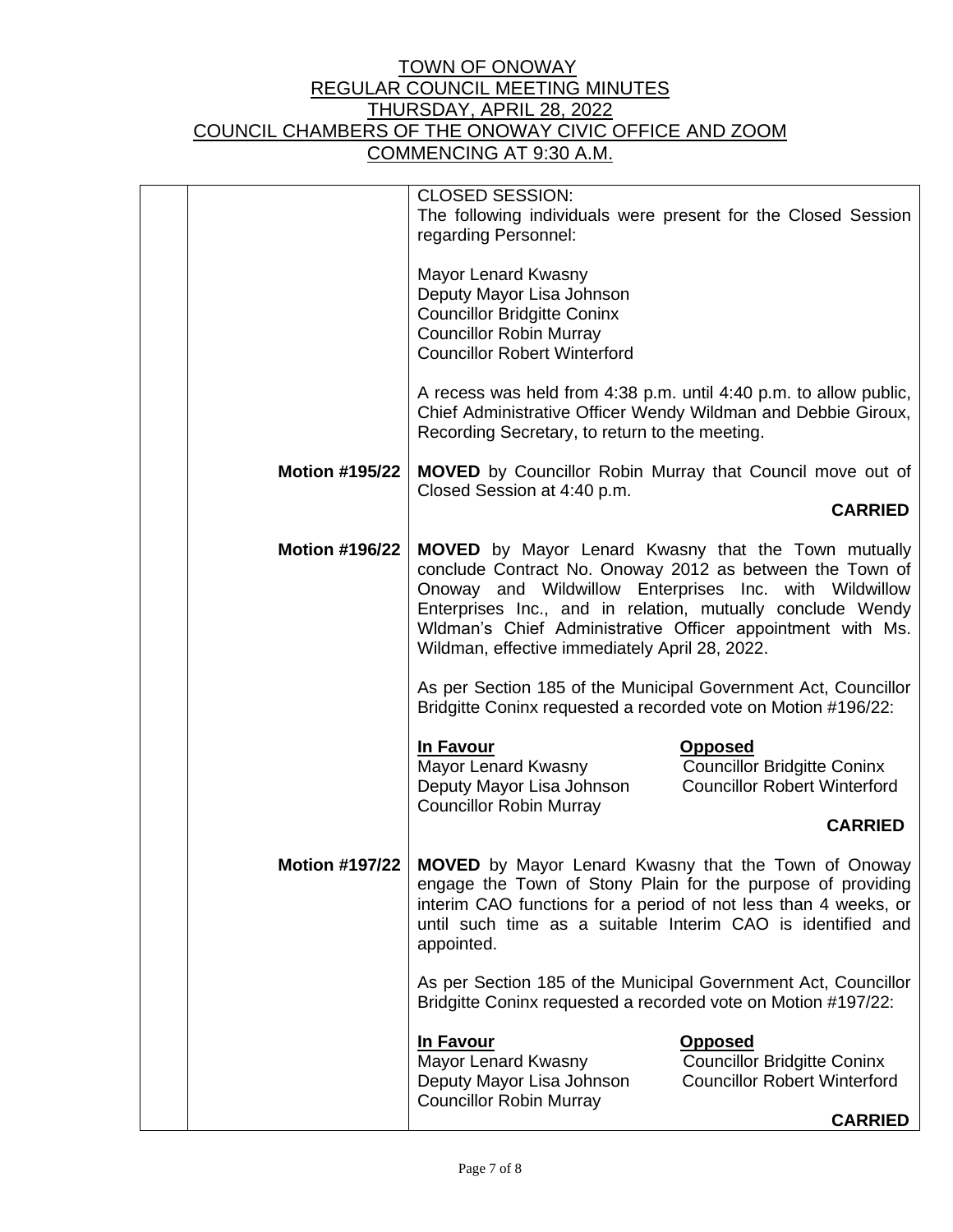# TOWN OF ONOWAY
## REGULAR COUNCIL MEETING MINUTES
## THURSDAY, APRIL 28, 2022
## COUNCIL CHAMBERS OF THE ONOWAY CIVIC OFFICE AND ZOOM
## COMMENCING AT 9:30 A.M.

| | | |
|---|---|---|
| | | CLOSED SESSION:<br>The following individuals were present for the Closed Session regarding Personnel:<br><br>Mayor Lenard Kwasny<br>Deputy Mayor Lisa Johnson<br>Councillor Bridgitte Coninx<br>Councillor Robin Murray<br>Councillor Robert Winterford<br><br>A recess was held from 4:38 p.m. until 4:40 p.m. to allow public, Chief Administrative Officer Wendy Wildman and Debbie Giroux, Recording Secretary, to return to the meeting. |
| | **Motion #195/22** | **MOVED** by Councillor Robin Murray that Council move out of Closed Session at 4:40 p.m.<br><br>**CARRIED** |
| | **Motion #196/22** | **MOVED** by Mayor Lenard Kwasny that the Town mutually conclude Contract No. Onoway 2012 as between the Town of Onoway and Wildwillow Enterprises Inc. with Wildwillow Enterprises Inc., and in relation, mutually conclude Wendy Wldman's Chief Administrative Officer appointment with Ms. Wildman, effective immediately April 28, 2022.<br><br>As per Section 185 of the Municipal Government Act, Councillor Bridgitte Coninx requested a recorded vote on Motion #196/22:<br><br>**In Favour**<br>Mayor Lenard Kwasny<br>Deputy Mayor Lisa Johnson<br>Councillor Robin Murray<br><br>**Opposed**<br>Councillor Bridgitte Coninx<br>Councillor Robert Winterford<br><br>**CARRIED** |
| | **Motion #197/22** | **MOVED** by Mayor Lenard Kwasny that the Town of Onoway engage the Town of Stony Plain for the purpose of providing interim CAO functions for a period of not less than 4 weeks, or until such time as a suitable Interim CAO is identified and appointed.<br><br>As per Section 185 of the Municipal Government Act, Councillor Bridgitte Coninx requested a recorded vote on Motion #197/22:<br><br>**In Favour**<br>Mayor Lenard Kwasny<br>Deputy Mayor Lisa Johnson<br>Councillor Robin Murray<br><br>**Opposed**<br>Councillor Bridgitte Coninx<br>Councillor Robert Winterford<br><br>**CARRIED** |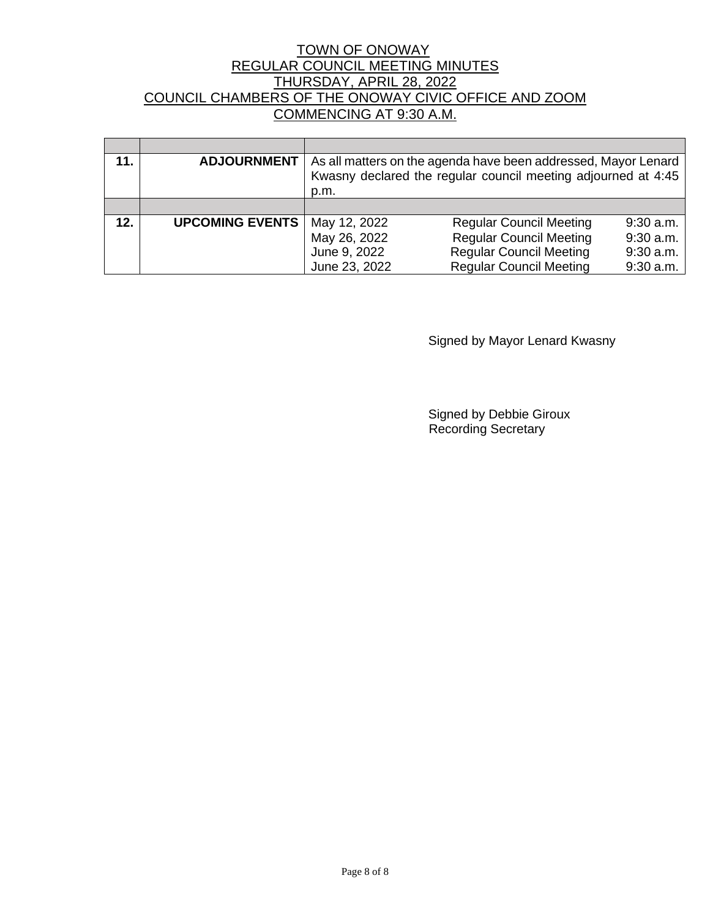TOWN OF ONOWAY
REGULAR COUNCIL MEETING MINUTES
THURSDAY, APRIL 28, 2022
COUNCIL CHAMBERS OF THE ONOWAY CIVIC OFFICE AND ZOOM
COMMENCING AT 9:30 A.M.

| | | | | |
|---|---|---|---|---|
| **11.** | **ADJOURNMENT** | As all matters on the agenda have been addressed, Mayor Lenard Kwasny declared the regular council meeting adjourned at 4:45 p.m. | | |
| | | | | |
| **12.** | **UPCOMING EVENTS** | May 12, 2022 | Regular Council Meeting | 9:30 a.m. |
| | | May 26, 2022 | Regular Council Meeting | 9:30 a.m. |
| | | June 9, 2022 | Regular Council Meeting | 9:30 a.m. |
| | | June 23, 2022 | Regular Council Meeting | 9:30 a.m. |

Signed by Mayor Lenard Kwasny

Signed by Debbie Giroux
Recording Secretary